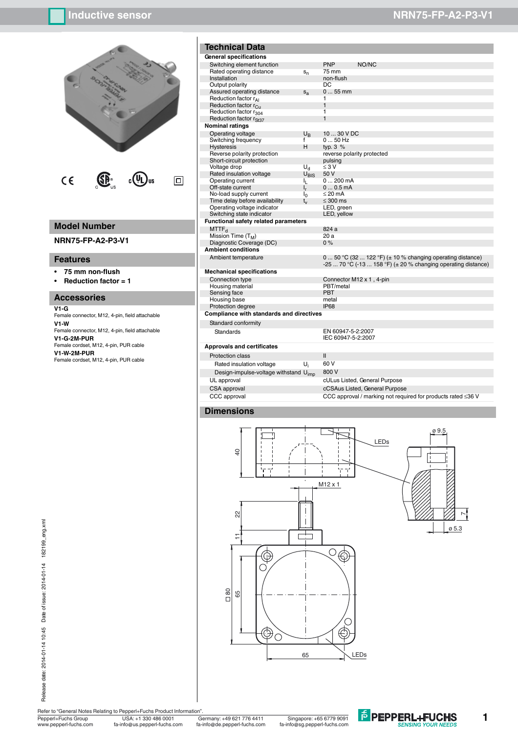# Inductive sensor NRN75-FP-A2-P3-V1

## Model Number

NRN75-FP-A2-P3-V1

## Features

- **75 mm non-flush**
- **Reduction factor = 1**

## Accessories

**V1-G**
Female connector, M12, 4-pin, field attachable

**V1-W**
Female connector, M12, 4-pin, field attachable

**V1-G-2M-PUR**
Female cordset, M12, 4-pin, PUR cable

**V1-W-2M-PUR**
Female cordset, M12, 4-pin, PUR cable

## Technical Data

| | | |
|---|---|---|
| **General specifications** | | |
| Switching element function | | PNP NO/NC |
| Rated operating distance | $s_n$ | 75 mm |
| Installation | | non-flush |
| Output polarity | | DC |
| Assured operating distance | $s_a$ | 0 ... 55 mm |
| Reduction factor $r_{Al}$ | | 1 |
| Reduction factor $r_{Cu}$ | | 1 |
| Reduction factor $r_{304}$ | | 1 |
| Reduction factor $r_{St37}$ | | 1 |
| **Nominal ratings** | | |
| Operating voltage | $U_B$ | 10 ... 30 V DC |
| Switching frequency | f | 0 ... 50 Hz |
| Hysteresis | H | typ. 3 % |
| Reverse polarity protection | | reverse polarity protected |
| Short-circuit protection | | pulsing |
| Voltage drop | $U_d$ | ≤ 3 V |
| Rated insulation voltage | $U_{BIS}$ | 50 V |
| Operating current | $I_L$ | 0 ... 200 mA |
| Off-state current | $I_r$ | 0 ... 0.5 mA |
| No-load supply current | $I_0$ | ≤ 20 mA |
| Time delay before availability | $t_v$ | ≤ 300 ms |
| Operating voltage indicator | | LED, green |
| Switching state indicator | | LED, yellow |
| **Functional safety related parameters** | | |
| $MTTF_d$ | | 824 a |
| Mission Time ($T_M$) | | 20 a |
| Diagnostic Coverage (DC) | | 0 % |
| **Ambient conditions** | | |
| Ambient temperature | | 0 ... 50 °C (32 ... 122 °F) (± 10 % changing operating distance)<br>-25 ... 70 °C (-13 ... 158 °F) (± 20 % changing operating distance) |
| **Mechanical specifications** | | |
| Connection type | | Connector M12 x 1 , 4-pin |
| Housing material | | PBT/metal |
| Sensing face | | PBT |
| Housing base | | metal |
| Protection degree | | IP68 |
| **Compliance with standards and directives** | | |
| Standard conformity | | |
| Standards | | EN 60947-5-2:2007<br>IEC 60947-5-2:2007 |
| **Approvals and certificates** | | |
| Protection class | | II |
| Rated insulation voltage | $U_i$ | 60 V |
| Design-impulse-voltage withstand | $U_{imp}$ | 800 V |
| UL approval | | cULus Listed, General Purpose |
| CSA approval | | cCSAus Listed, General Purpose |
| CCC approval | | CCC approval / marking not required for products rated ≤36 V |

## Dimensions

Release date: 2014-01-14 10:45 Date of issue: 2014-01-14 182199_eng.xml

Refer to “General Notes Relating to Pepperl+Fuchs Product Information”.

| | | | |
|---|---|---|---|
| Pepperl+Fuchs Group<br>www.pepperl-fuchs.com | USA: +1 330 486 0001<br>fa-info@us.pepperl-fuchs.com | Germany: +49 621 776 4411<br>fa-info@de.pepperl-fuchs.com | Singapore: +65 6779 9091<br>fa-info@sg.pepperl-fuchs.com |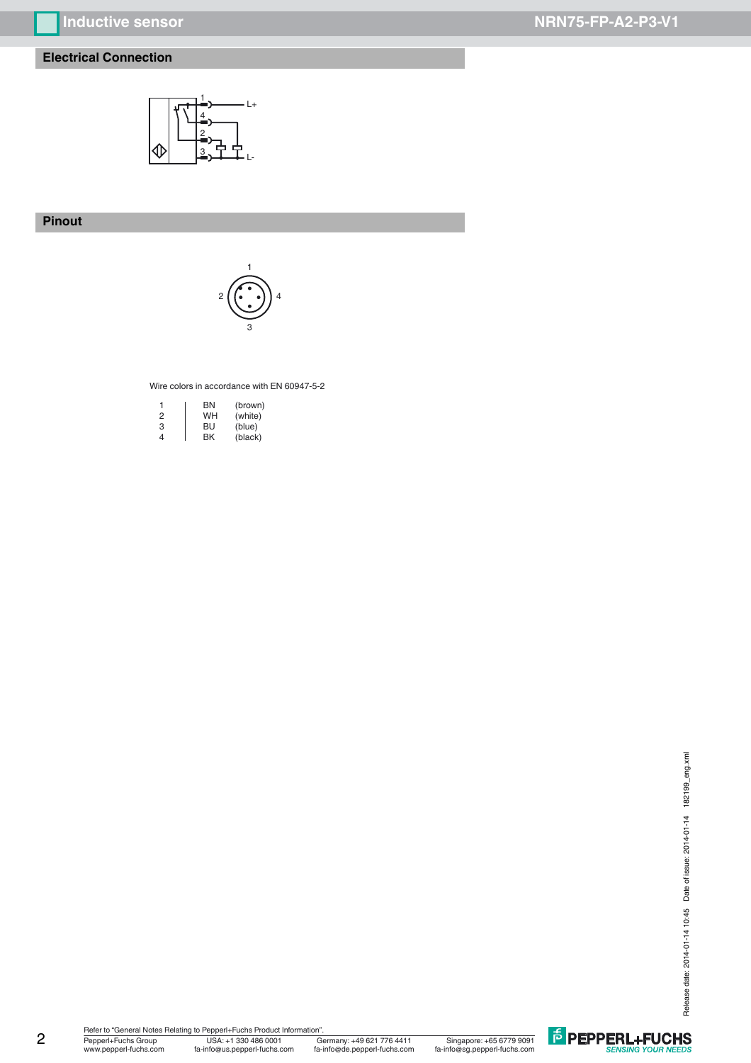## Electrical Connection

## Pinout

Wire colors in accordance with EN 60947-5-2

| | | |
|---|---|---|
| 1 | BN | (brown) |
| 2 | WH | (white) |
| 3 | BU | (blue) |
| 4 | BK | (black) |

Refer to "General Notes Relating to Pepperl+Fuchs Product Information".

Pepperl+Fuchs Group www.pepperl-fuchs.com | USA: +1 330 486 0001 fa-info@us.pepperl-fuchs.com | Germany: +49 621 776 4411 fa-info@de.pepperl-fuchs.com | Singapore: +65 6779 9091 fa-info@sg.pepperl-fuchs.com

Release date: 2014-01-14 10:45 Date of issue: 2014-01-14 182199_eng.xml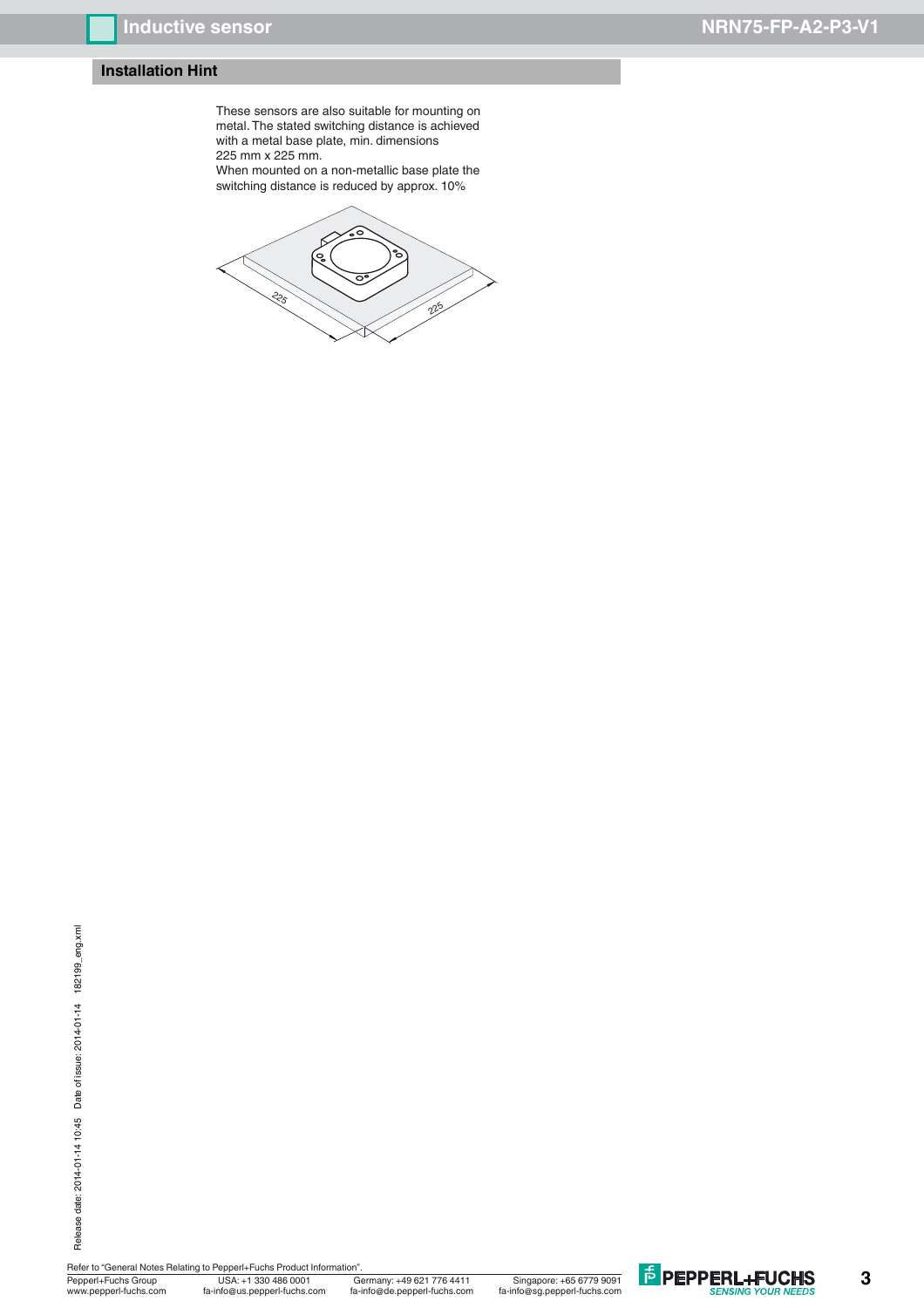## Installation Hint

These sensors are also suitable for mounting on metal. The stated switching distance is achieved with a metal base plate, min. dimensions 225 mm x 225 mm.
When mounted on a non-metallic base plate the switching distance is reduced by approx. 10%

225

225

Refer to "General Notes Relating to Pepperl+Fuchs Product Information".

Pepperl+Fuchs Group
www.pepperl-fuchs.com

USA: +1 330 486 0001
fa-info@us.pepperl-fuchs.com

Germany: +49 621 776 4411
fa-info@de.pepperl-fuchs.com

Singapore: +65 6779 9091
fa-info@sg.pepperl-fuchs.com